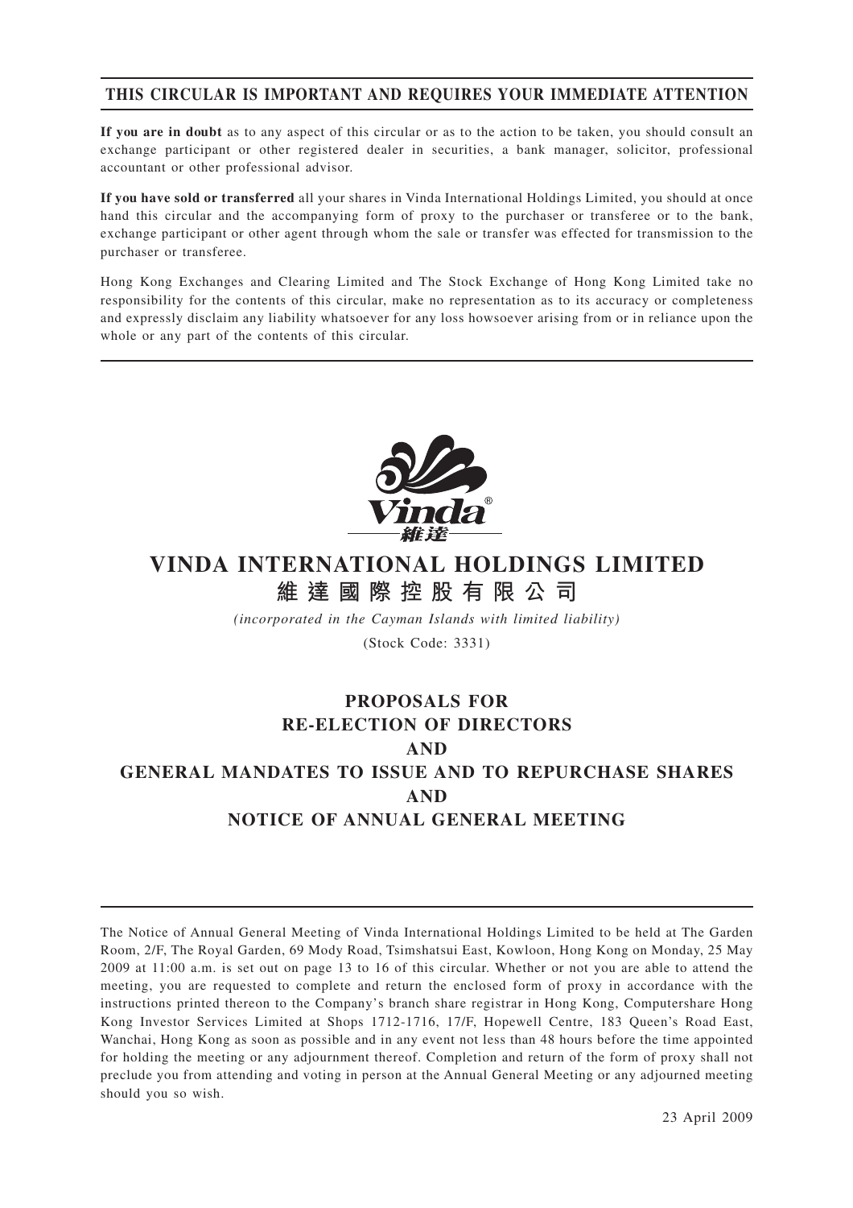**THIS CIRCULAR IS IMPORTANT AND REQUIRES YOUR IMMEDIATE ATTENTION**

**If you are in doubt** as to any aspect of this circular or as to the action to be taken, you should consult an exchange participant or other registered dealer in securities, a bank manager, solicitor, professional accountant or other professional advisor.

**If you have sold or transferred** all your shares in Vinda International Holdings Limited, you should at once hand this circular and the accompanying form of proxy to the purchaser or transferee or to the bank, exchange participant or other agent through whom the sale or transfer was effected for transmission to the purchaser or transferee.

Hong Kong Exchanges and Clearing Limited and The Stock Exchange of Hong Kong Limited take no responsibility for the contents of this circular, make no representation as to its accuracy or completeness and expressly disclaim any liability whatsoever for any loss howsoever arising from or in reliance upon the whole or any part of the contents of this circular.

# VINDA INTERNATIONAL HOLDINGS LIMITED
# 維達國際控股有限公司

*(incorporated in the Cayman Islands with limited liability)*

(Stock Code: 3331)

## PROPOSALS FOR RE-ELECTION OF DIRECTORS AND GENERAL MANDATES TO ISSUE AND TO REPURCHASE SHARES AND NOTICE OF ANNUAL GENERAL MEETING

The Notice of Annual General Meeting of Vinda International Holdings Limited to be held at The Garden Room, 2/F, The Royal Garden, 69 Mody Road, Tsimshatsui East, Kowloon, Hong Kong on Monday, 25 May 2009 at 11:00 a.m. is set out on page 13 to 16 of this circular. Whether or not you are able to attend the meeting, you are requested to complete and return the enclosed form of proxy in accordance with the instructions printed thereon to the Company's branch share registrar in Hong Kong, Computershare Hong Kong Investor Services Limited at Shops 1712-1716, 17/F, Hopewell Centre, 183 Queen's Road East, Wanchai, Hong Kong as soon as possible and in any event not less than 48 hours before the time appointed for holding the meeting or any adjournment thereof. Completion and return of the form of proxy shall not preclude you from attending and voting in person at the Annual General Meeting or any adjourned meeting should you so wish.

23 April 2009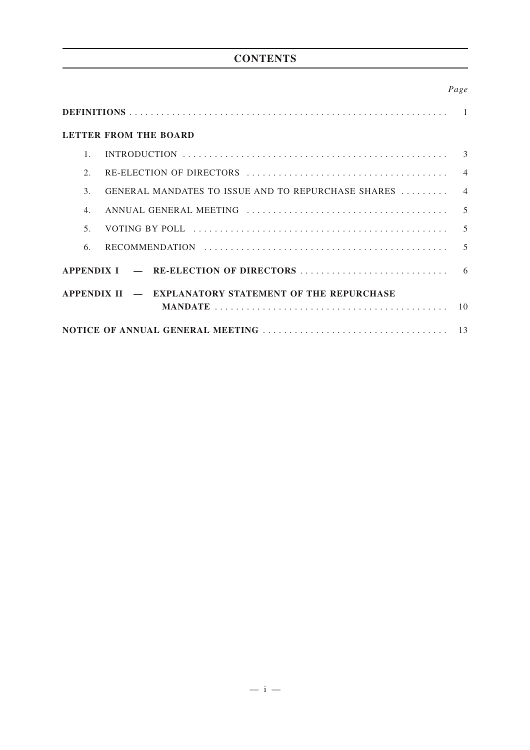# CONTENTS

| | *Page* |
|---|---|
| **DEFINITIONS** | 1 |
| **LETTER FROM THE BOARD** | |
| 1. INTRODUCTION | 3 |
| 2. RE-ELECTION OF DIRECTORS | 4 |
| 3. GENERAL MANDATES TO ISSUE AND TO REPURCHASE SHARES | 4 |
| 4. ANNUAL GENERAL MEETING | 5 |
| 5. VOTING BY POLL | 5 |
| 6. RECOMMENDATION | 5 |
| **APPENDIX I — RE-ELECTION OF DIRECTORS** | 6 |
| **APPENDIX II — EXPLANATORY STATEMENT OF THE REPURCHASE MANDATE** | 10 |
| **NOTICE OF ANNUAL GENERAL MEETING** | 13 |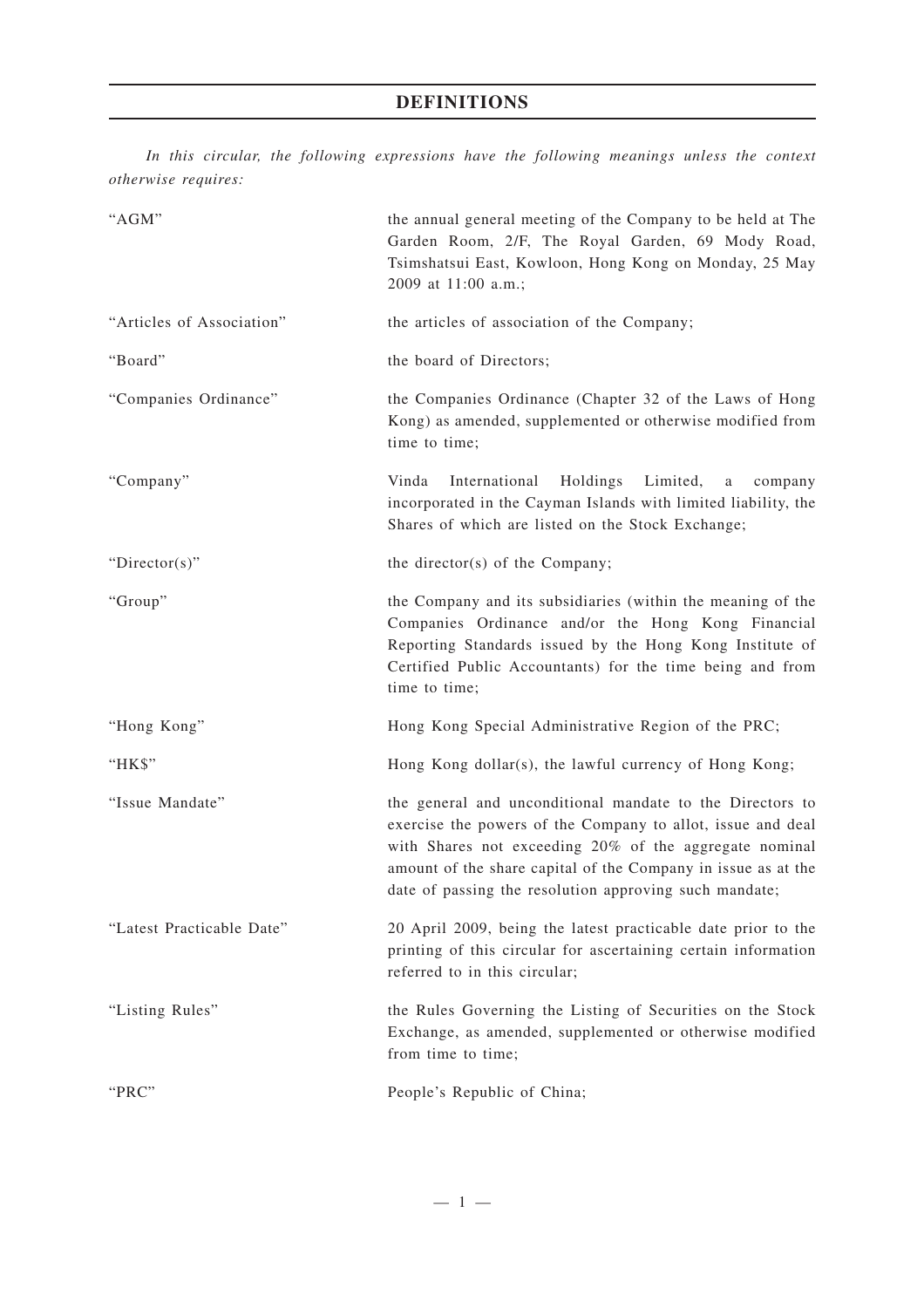# DEFINITIONS

*In this circular, the following expressions have the following meanings unless the context otherwise requires:*

| | |
|---|---|
| "AGM" | the annual general meeting of the Company to be held at The Garden Room, 2/F, The Royal Garden, 69 Mody Road, Tsimshatsui East, Kowloon, Hong Kong on Monday, 25 May 2009 at 11:00 a.m.; |
| "Articles of Association" | the articles of association of the Company; |
| "Board" | the board of Directors; |
| "Companies Ordinance" | the Companies Ordinance (Chapter 32 of the Laws of Hong Kong) as amended, supplemented or otherwise modified from time to time; |
| "Company" | Vinda International Holdings Limited, a company incorporated in the Cayman Islands with limited liability, the Shares of which are listed on the Stock Exchange; |
| "Director(s)" | the director(s) of the Company; |
| "Group" | the Company and its subsidiaries (within the meaning of the Companies Ordinance and/or the Hong Kong Financial Reporting Standards issued by the Hong Kong Institute of Certified Public Accountants) for the time being and from time to time; |
| "Hong Kong" | Hong Kong Special Administrative Region of the PRC; |
| "HK$" | Hong Kong dollar(s), the lawful currency of Hong Kong; |
| "Issue Mandate" | the general and unconditional mandate to the Directors to exercise the powers of the Company to allot, issue and deal with Shares not exceeding 20% of the aggregate nominal amount of the share capital of the Company in issue as at the date of passing the resolution approving such mandate; |
| "Latest Practicable Date" | 20 April 2009, being the latest practicable date prior to the printing of this circular for ascertaining certain information referred to in this circular; |
| "Listing Rules" | the Rules Governing the Listing of Securities on the Stock Exchange, as amended, supplemented or otherwise modified from time to time; |
| "PRC" | People's Republic of China; |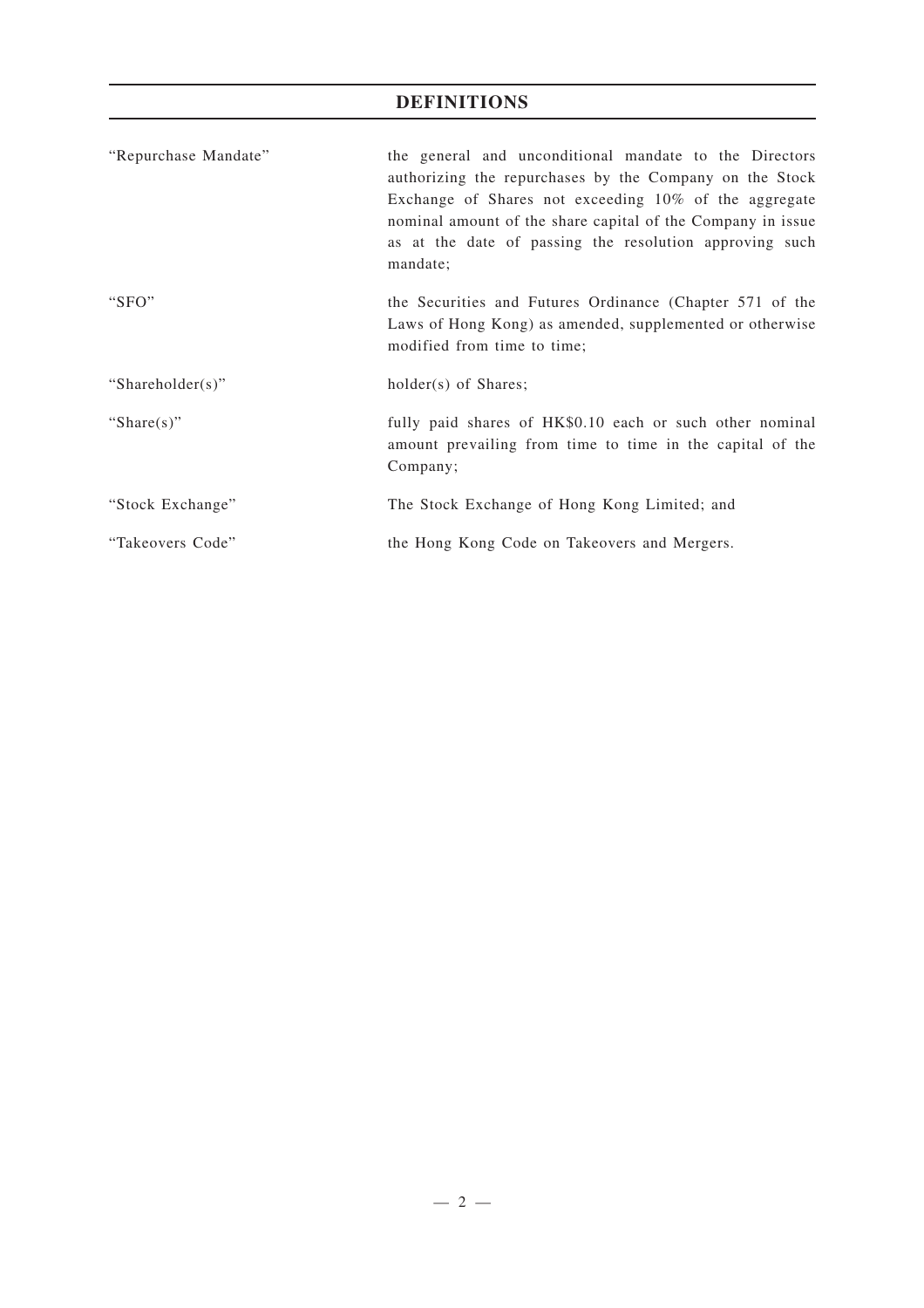## DEFINITIONS

| | |
|---|---|
| "Repurchase Mandate" | the general and unconditional mandate to the Directors authorizing the repurchases by the Company on the Stock Exchange of Shares not exceeding 10% of the aggregate nominal amount of the share capital of the Company in issue as at the date of passing the resolution approving such mandate; |
| "SFO" | the Securities and Futures Ordinance (Chapter 571 of the Laws of Hong Kong) as amended, supplemented or otherwise modified from time to time; |
| "Shareholder(s)" | holder(s) of Shares; |
| "Share(s)" | fully paid shares of HK$0.10 each or such other nominal amount prevailing from time to time in the capital of the Company; |
| "Stock Exchange" | The Stock Exchange of Hong Kong Limited; and |
| "Takeovers Code" | the Hong Kong Code on Takeovers and Mergers. |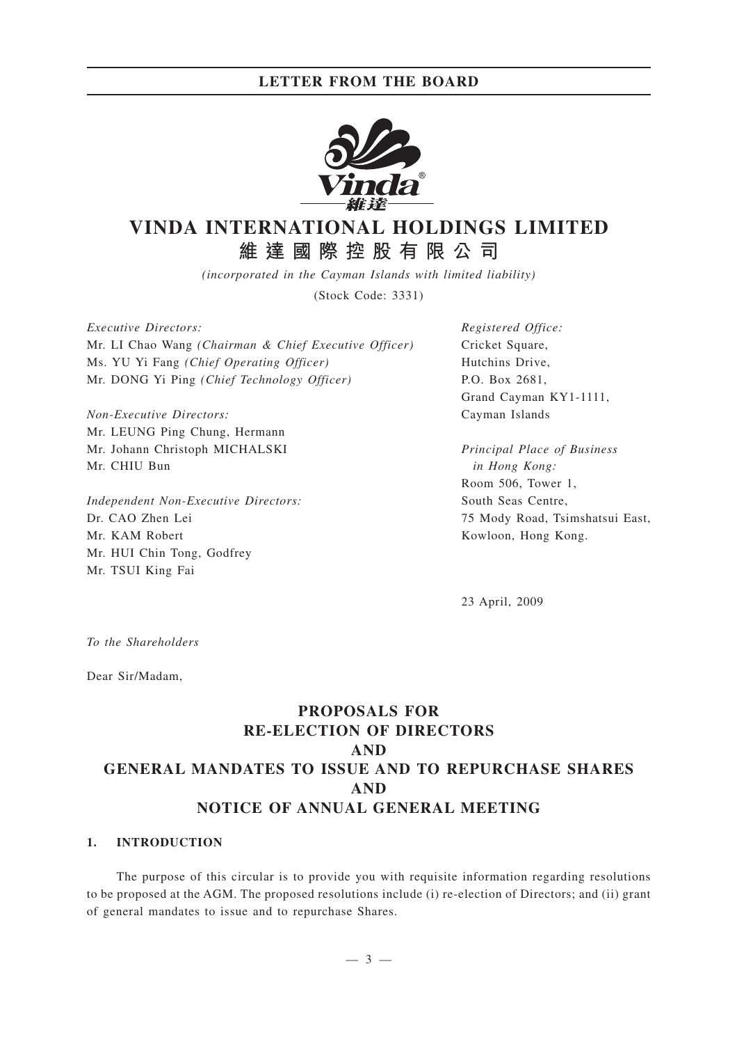# VINDA INTERNATIONAL HOLDINGS LIMITED

# 維達國際控股有限公司

*(incorporated in the Cayman Islands with limited liability)*

(Stock Code: 3331)

*Executive Directors:*
Mr. LI Chao Wang *(Chairman & Chief Executive Officer)*
Ms. YU Yi Fang *(Chief Operating Officer)*
Mr. DONG Yi Ping *(Chief Technology Officer)*

*Non-Executive Directors:*
Mr. LEUNG Ping Chung, Hermann
Mr. Johann Christoph MICHALSKI
Mr. CHIU Bun

*Independent Non-Executive Directors:*
Dr. CAO Zhen Lei
Mr. KAM Robert
Mr. HUI Chin Tong, Godfrey
Mr. TSUI King Fai

*Registered Office:*
Cricket Square,
Hutchins Drive,
P.O. Box 2681,
Grand Cayman KY1-1111,
Cayman Islands

*Principal Place of Business in Hong Kong:*
Room 506, Tower 1,
South Seas Centre,
75 Mody Road, Tsimshatsui East,
Kowloon, Hong Kong.

23 April, 2009

*To the Shareholders*

Dear Sir/Madam,

## PROPOSALS FOR RE-ELECTION OF DIRECTORS AND GENERAL MANDATES TO ISSUE AND TO REPURCHASE SHARES AND NOTICE OF ANNUAL GENERAL MEETING

### 1. INTRODUCTION

The purpose of this circular is to provide you with requisite information regarding resolutions to be proposed at the AGM. The proposed resolutions include (i) re-election of Directors; and (ii) grant of general mandates to issue and to repurchase Shares.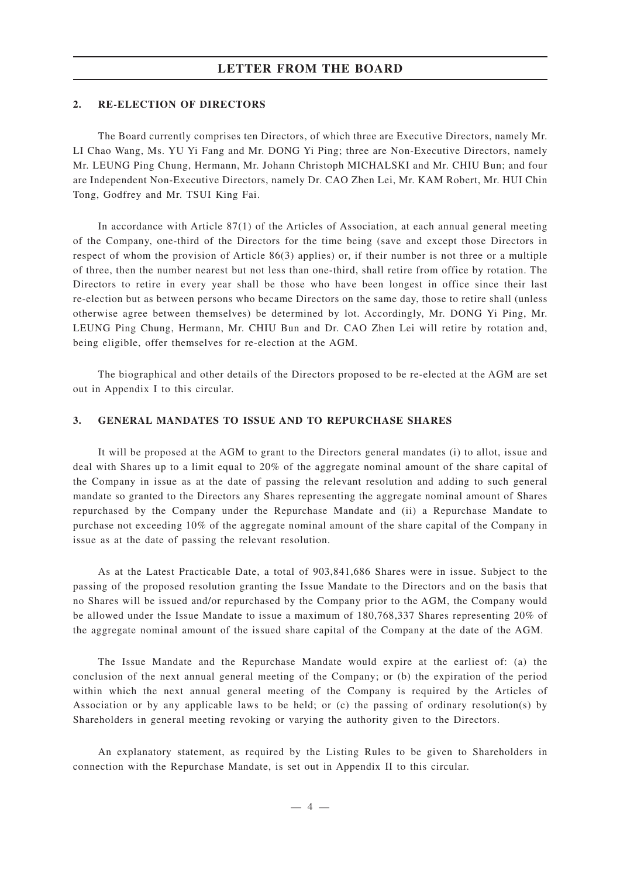## 2. RE-ELECTION OF DIRECTORS

The Board currently comprises ten Directors, of which three are Executive Directors, namely Mr. LI Chao Wang, Ms. YU Yi Fang and Mr. DONG Yi Ping; three are Non-Executive Directors, namely Mr. LEUNG Ping Chung, Hermann, Mr. Johann Christoph MICHALSKI and Mr. CHIU Bun; and four are Independent Non-Executive Directors, namely Dr. CAO Zhen Lei, Mr. KAM Robert, Mr. HUI Chin Tong, Godfrey and Mr. TSUI King Fai.

In accordance with Article 87(1) of the Articles of Association, at each annual general meeting of the Company, one-third of the Directors for the time being (save and except those Directors in respect of whom the provision of Article 86(3) applies) or, if their number is not three or a multiple of three, then the number nearest but not less than one-third, shall retire from office by rotation. The Directors to retire in every year shall be those who have been longest in office since their last re-election but as between persons who became Directors on the same day, those to retire shall (unless otherwise agree between themselves) be determined by lot. Accordingly, Mr. DONG Yi Ping, Mr. LEUNG Ping Chung, Hermann, Mr. CHIU Bun and Dr. CAO Zhen Lei will retire by rotation and, being eligible, offer themselves for re-election at the AGM.

The biographical and other details of the Directors proposed to be re-elected at the AGM are set out in Appendix I to this circular.

## 3. GENERAL MANDATES TO ISSUE AND TO REPURCHASE SHARES

It will be proposed at the AGM to grant to the Directors general mandates (i) to allot, issue and deal with Shares up to a limit equal to 20% of the aggregate nominal amount of the share capital of the Company in issue as at the date of passing the relevant resolution and adding to such general mandate so granted to the Directors any Shares representing the aggregate nominal amount of Shares repurchased by the Company under the Repurchase Mandate and (ii) a Repurchase Mandate to purchase not exceeding 10% of the aggregate nominal amount of the share capital of the Company in issue as at the date of passing the relevant resolution.

As at the Latest Practicable Date, a total of 903,841,686 Shares were in issue. Subject to the passing of the proposed resolution granting the Issue Mandate to the Directors and on the basis that no Shares will be issued and/or repurchased by the Company prior to the AGM, the Company would be allowed under the Issue Mandate to issue a maximum of 180,768,337 Shares representing 20% of the aggregate nominal amount of the issued share capital of the Company at the date of the AGM.

The Issue Mandate and the Repurchase Mandate would expire at the earliest of: (a) the conclusion of the next annual general meeting of the Company; or (b) the expiration of the period within which the next annual general meeting of the Company is required by the Articles of Association or by any applicable laws to be held; or (c) the passing of ordinary resolution(s) by Shareholders in general meeting revoking or varying the authority given to the Directors.

An explanatory statement, as required by the Listing Rules to be given to Shareholders in connection with the Repurchase Mandate, is set out in Appendix II to this circular.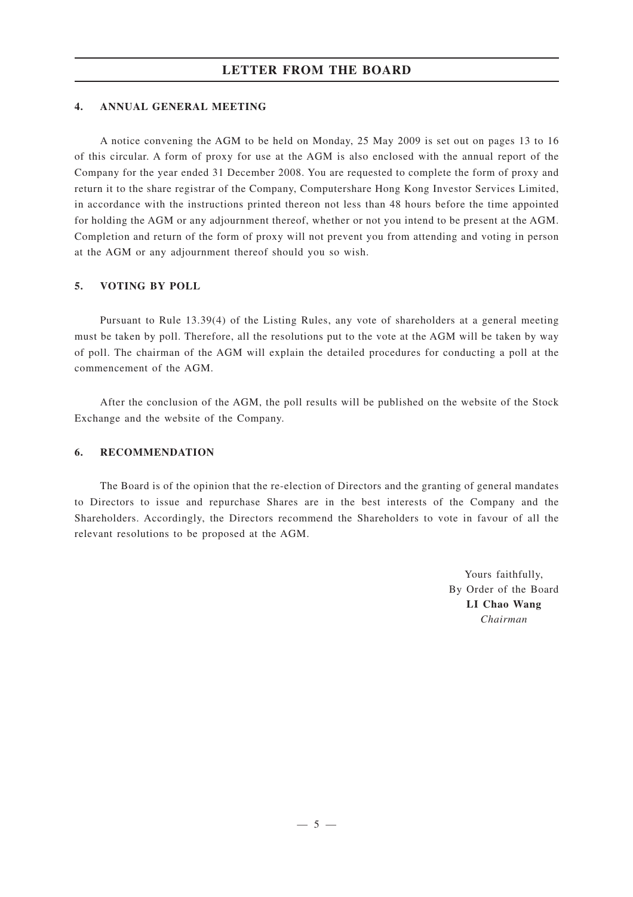## 4. ANNUAL GENERAL MEETING

A notice convening the AGM to be held on Monday, 25 May 2009 is set out on pages 13 to 16 of this circular. A form of proxy for use at the AGM is also enclosed with the annual report of the Company for the year ended 31 December 2008. You are requested to complete the form of proxy and return it to the share registrar of the Company, Computershare Hong Kong Investor Services Limited, in accordance with the instructions printed thereon not less than 48 hours before the time appointed for holding the AGM or any adjournment thereof, whether or not you intend to be present at the AGM. Completion and return of the form of proxy will not prevent you from attending and voting in person at the AGM or any adjournment thereof should you so wish.

## 5. VOTING BY POLL

Pursuant to Rule 13.39(4) of the Listing Rules, any vote of shareholders at a general meeting must be taken by poll. Therefore, all the resolutions put to the vote at the AGM will be taken by way of poll. The chairman of the AGM will explain the detailed procedures for conducting a poll at the commencement of the AGM.

After the conclusion of the AGM, the poll results will be published on the website of the Stock Exchange and the website of the Company.

## 6. RECOMMENDATION

The Board is of the opinion that the re-election of Directors and the granting of general mandates to Directors to issue and repurchase Shares are in the best interests of the Company and the Shareholders. Accordingly, the Directors recommend the Shareholders to vote in favour of all the relevant resolutions to be proposed at the AGM.

Yours faithfully,
By Order of the Board
**LI Chao Wang**
*Chairman*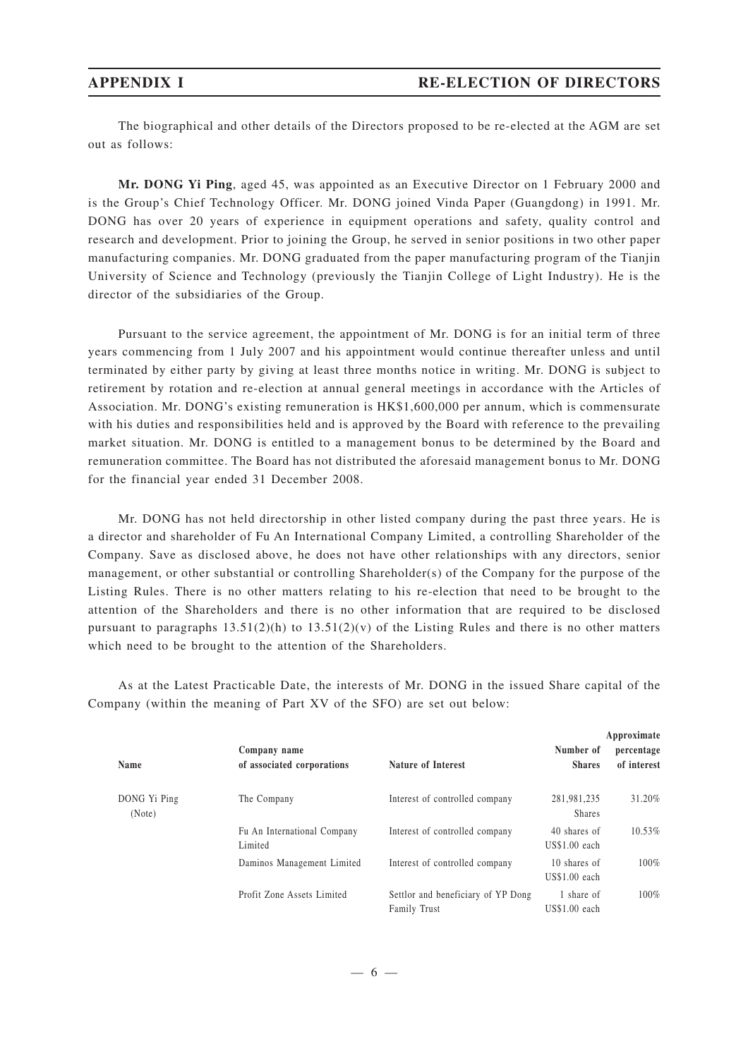# APPENDIX I RE-ELECTION OF DIRECTORS

The biographical and other details of the Directors proposed to be re-elected at the AGM are set out as follows:

**Mr. DONG Yi Ping**, aged 45, was appointed as an Executive Director on 1 February 2000 and is the Group's Chief Technology Officer. Mr. DONG joined Vinda Paper (Guangdong) in 1991. Mr. DONG has over 20 years of experience in equipment operations and safety, quality control and research and development. Prior to joining the Group, he served in senior positions in two other paper manufacturing companies. Mr. DONG graduated from the paper manufacturing program of the Tianjin University of Science and Technology (previously the Tianjin College of Light Industry). He is the director of the subsidiaries of the Group.

Pursuant to the service agreement, the appointment of Mr. DONG is for an initial term of three years commencing from 1 July 2007 and his appointment would continue thereafter unless and until terminated by either party by giving at least three months notice in writing. Mr. DONG is subject to retirement by rotation and re-election at annual general meetings in accordance with the Articles of Association. Mr. DONG's existing remuneration is HK$1,600,000 per annum, which is commensurate with his duties and responsibilities held and is approved by the Board with reference to the prevailing market situation. Mr. DONG is entitled to a management bonus to be determined by the Board and remuneration committee. The Board has not distributed the aforesaid management bonus to Mr. DONG for the financial year ended 31 December 2008.

Mr. DONG has not held directorship in other listed company during the past three years. He is a director and shareholder of Fu An International Company Limited, a controlling Shareholder of the Company. Save as disclosed above, he does not have other relationships with any directors, senior management, or other substantial or controlling Shareholder(s) of the Company for the purpose of the Listing Rules. There is no other matters relating to his re-election that need to be brought to the attention of the Shareholders and there is no other information that are required to be disclosed pursuant to paragraphs 13.51(2)(h) to 13.51(2)(v) of the Listing Rules and there is no other matters which need to be brought to the attention of the Shareholders.

As at the Latest Practicable Date, the interests of Mr. DONG in the issued Share capital of the Company (within the meaning of Part XV of the SFO) are set out below:

| Name | Company name of associated corporations | Nature of Interest | Number of Shares | Approximate percentage of interest |
|---|---|---|---|---|
| DONG Yi Ping (Note) | The Company | Interest of controlled company | 281,981,235 Shares | 31.20% |
| | Fu An International Company Limited | Interest of controlled company | 40 shares of US$1.00 each | 10.53% |
| | Daminos Management Limited | Interest of controlled company | 10 shares of US$1.00 each | 100% |
| | Profit Zone Assets Limited | Settlor and beneficiary of YP Dong Family Trust | 1 share of US$1.00 each | 100% |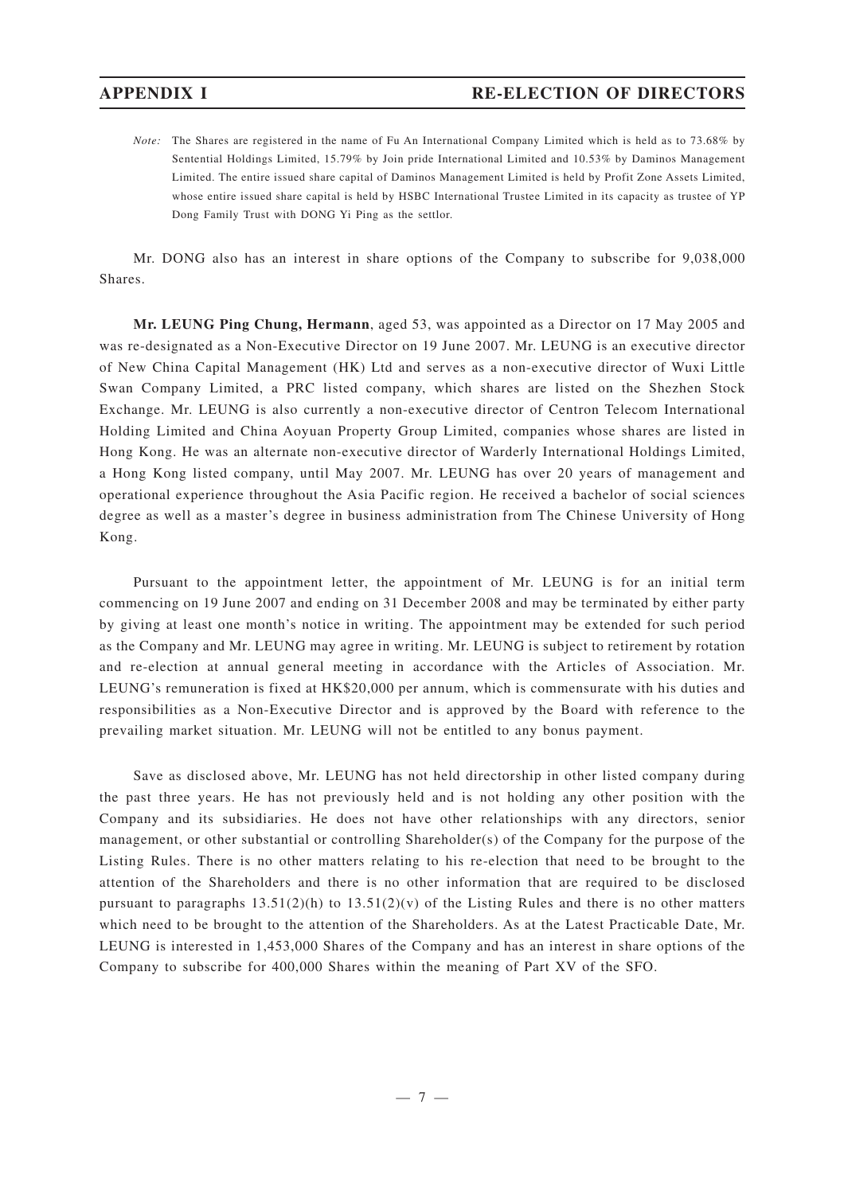*Note:* The Shares are registered in the name of Fu An International Company Limited which is held as to 73.68% by Sentential Holdings Limited, 15.79% by Join pride International Limited and 10.53% by Daminos Management Limited. The entire issued share capital of Daminos Management Limited is held by Profit Zone Assets Limited, whose entire issued share capital is held by HSBC International Trustee Limited in its capacity as trustee of YP Dong Family Trust with DONG Yi Ping as the settlor.

Mr. DONG also has an interest in share options of the Company to subscribe for 9,038,000 Shares.

**Mr. LEUNG Ping Chung, Hermann**, aged 53, was appointed as a Director on 17 May 2005 and was re-designated as a Non-Executive Director on 19 June 2007. Mr. LEUNG is an executive director of New China Capital Management (HK) Ltd and serves as a non-executive director of Wuxi Little Swan Company Limited, a PRC listed company, which shares are listed on the Shezhen Stock Exchange. Mr. LEUNG is also currently a non-executive director of Centron Telecom International Holding Limited and China Aoyuan Property Group Limited, companies whose shares are listed in Hong Kong. He was an alternate non-executive director of Warderly International Holdings Limited, a Hong Kong listed company, until May 2007. Mr. LEUNG has over 20 years of management and operational experience throughout the Asia Pacific region. He received a bachelor of social sciences degree as well as a master's degree in business administration from The Chinese University of Hong Kong.

Pursuant to the appointment letter, the appointment of Mr. LEUNG is for an initial term commencing on 19 June 2007 and ending on 31 December 2008 and may be terminated by either party by giving at least one month's notice in writing. The appointment may be extended for such period as the Company and Mr. LEUNG may agree in writing. Mr. LEUNG is subject to retirement by rotation and re-election at annual general meeting in accordance with the Articles of Association. Mr. LEUNG's remuneration is fixed at HK$20,000 per annum, which is commensurate with his duties and responsibilities as a Non-Executive Director and is approved by the Board with reference to the prevailing market situation. Mr. LEUNG will not be entitled to any bonus payment.

Save as disclosed above, Mr. LEUNG has not held directorship in other listed company during the past three years. He has not previously held and is not holding any other position with the Company and its subsidiaries. He does not have other relationships with any directors, senior management, or other substantial or controlling Shareholder(s) of the Company for the purpose of the Listing Rules. There is no other matters relating to his re-election that need to be brought to the attention of the Shareholders and there is no other information that are required to be disclosed pursuant to paragraphs 13.51(2)(h) to 13.51(2)(v) of the Listing Rules and there is no other matters which need to be brought to the attention of the Shareholders. As at the Latest Practicable Date, Mr. LEUNG is interested in 1,453,000 Shares of the Company and has an interest in share options of the Company to subscribe for 400,000 Shares within the meaning of Part XV of the SFO.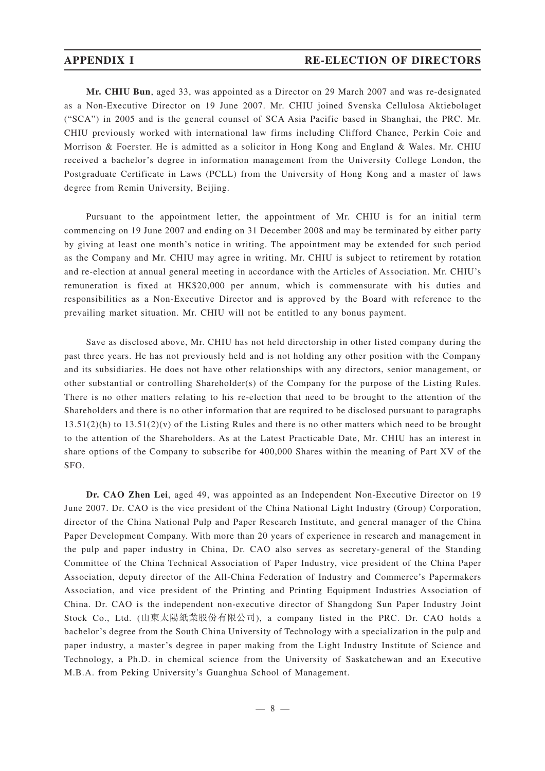**Mr. CHIU Bun**, aged 33, was appointed as a Director on 29 March 2007 and was re-designated as a Non-Executive Director on 19 June 2007. Mr. CHIU joined Svenska Cellulosa Aktiebolaget ("SCA") in 2005 and is the general counsel of SCA Asia Pacific based in Shanghai, the PRC. Mr. CHIU previously worked with international law firms including Clifford Chance, Perkin Coie and Morrison & Foerster. He is admitted as a solicitor in Hong Kong and England & Wales. Mr. CHIU received a bachelor's degree in information management from the University College London, the Postgraduate Certificate in Laws (PCLL) from the University of Hong Kong and a master of laws degree from Remin University, Beijing.

Pursuant to the appointment letter, the appointment of Mr. CHIU is for an initial term commencing on 19 June 2007 and ending on 31 December 2008 and may be terminated by either party by giving at least one month's notice in writing. The appointment may be extended for such period as the Company and Mr. CHIU may agree in writing. Mr. CHIU is subject to retirement by rotation and re-election at annual general meeting in accordance with the Articles of Association. Mr. CHIU's remuneration is fixed at HK$20,000 per annum, which is commensurate with his duties and responsibilities as a Non-Executive Director and is approved by the Board with reference to the prevailing market situation. Mr. CHIU will not be entitled to any bonus payment.

Save as disclosed above, Mr. CHIU has not held directorship in other listed company during the past three years. He has not previously held and is not holding any other position with the Company and its subsidiaries. He does not have other relationships with any directors, senior management, or other substantial or controlling Shareholder(s) of the Company for the purpose of the Listing Rules. There is no other matters relating to his re-election that need to be brought to the attention of the Shareholders and there is no other information that are required to be disclosed pursuant to paragraphs 13.51(2)(h) to 13.51(2)(v) of the Listing Rules and there is no other matters which need to be brought to the attention of the Shareholders. As at the Latest Practicable Date, Mr. CHIU has an interest in share options of the Company to subscribe for 400,000 Shares within the meaning of Part XV of the SFO.

**Dr. CAO Zhen Lei**, aged 49, was appointed as an Independent Non-Executive Director on 19 June 2007. Dr. CAO is the vice president of the China National Light Industry (Group) Corporation, director of the China National Pulp and Paper Research Institute, and general manager of the China Paper Development Company. With more than 20 years of experience in research and management in the pulp and paper industry in China, Dr. CAO also serves as secretary-general of the Standing Committee of the China Technical Association of Paper Industry, vice president of the China Paper Association, deputy director of the All-China Federation of Industry and Commerce's Papermakers Association, and vice president of the Printing and Printing Equipment Industries Association of China. Dr. CAO is the independent non-executive director of Shangdong Sun Paper Industry Joint Stock Co., Ltd. (山東太陽紙業股份有限公司), a company listed in the PRC. Dr. CAO holds a bachelor's degree from the South China University of Technology with a specialization in the pulp and paper industry, a master's degree in paper making from the Light Industry Institute of Science and Technology, a Ph.D. in chemical science from the University of Saskatchewan and an Executive M.B.A. from Peking University's Guanghua School of Management.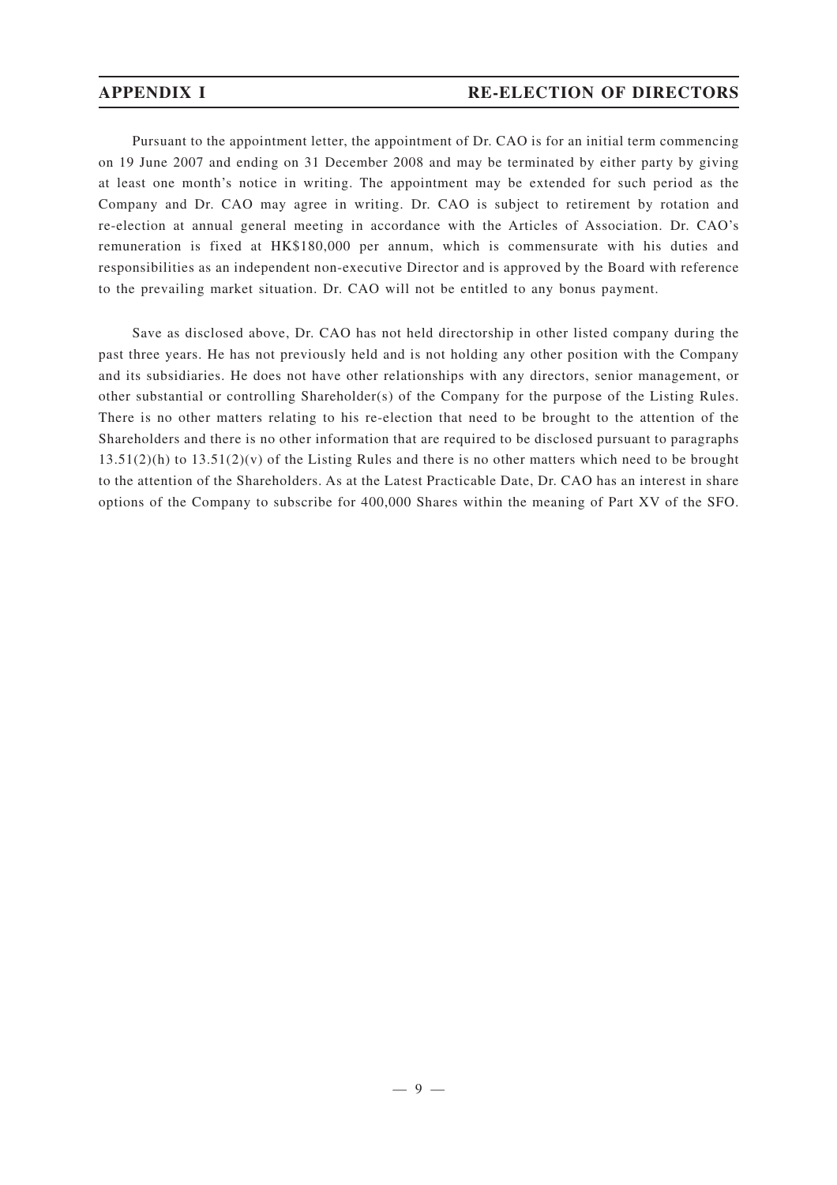Pursuant to the appointment letter, the appointment of Dr. CAO is for an initial term commencing on 19 June 2007 and ending on 31 December 2008 and may be terminated by either party by giving at least one month's notice in writing. The appointment may be extended for such period as the Company and Dr. CAO may agree in writing. Dr. CAO is subject to retirement by rotation and re-election at annual general meeting in accordance with the Articles of Association. Dr. CAO's remuneration is fixed at HK$180,000 per annum, which is commensurate with his duties and responsibilities as an independent non-executive Director and is approved by the Board with reference to the prevailing market situation. Dr. CAO will not be entitled to any bonus payment.

Save as disclosed above, Dr. CAO has not held directorship in other listed company during the past three years. He has not previously held and is not holding any other position with the Company and its subsidiaries. He does not have other relationships with any directors, senior management, or other substantial or controlling Shareholder(s) of the Company for the purpose of the Listing Rules. There is no other matters relating to his re-election that need to be brought to the attention of the Shareholders and there is no other information that are required to be disclosed pursuant to paragraphs 13.51(2)(h) to 13.51(2)(v) of the Listing Rules and there is no other matters which need to be brought to the attention of the Shareholders. As at the Latest Practicable Date, Dr. CAO has an interest in share options of the Company to subscribe for 400,000 Shares within the meaning of Part XV of the SFO.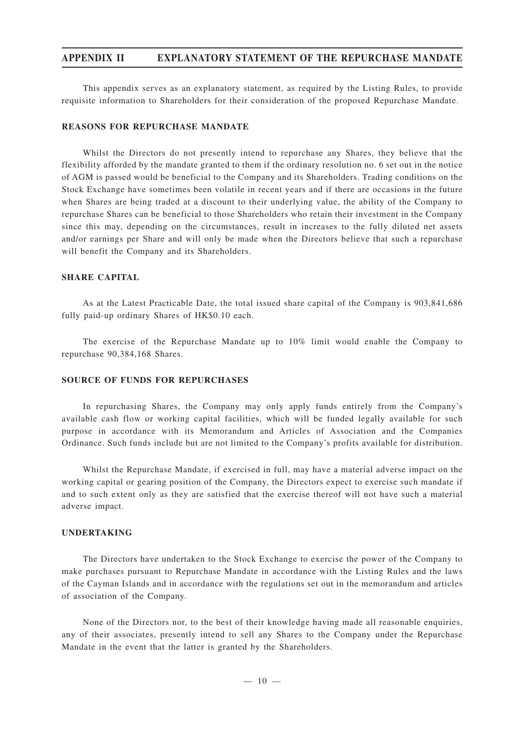# APPENDIX II EXPLANATORY STATEMENT OF THE REPURCHASE MANDATE

This appendix serves as an explanatory statement, as required by the Listing Rules, to provide requisite information to Shareholders for their consideration of the proposed Repurchase Mandate.

## REASONS FOR REPURCHASE MANDATE

Whilst the Directors do not presently intend to repurchase any Shares, they believe that the flexibility afforded by the mandate granted to them if the ordinary resolution no. 6 set out in the notice of AGM is passed would be beneficial to the Company and its Shareholders. Trading conditions on the Stock Exchange have sometimes been volatile in recent years and if there are occasions in the future when Shares are being traded at a discount to their underlying value, the ability of the Company to repurchase Shares can be beneficial to those Shareholders who retain their investment in the Company since this may, depending on the circumstances, result in increases to the fully diluted net assets and/or earnings per Share and will only be made when the Directors believe that such a repurchase will benefit the Company and its Shareholders.

## SHARE CAPITAL

As at the Latest Practicable Date, the total issued share capital of the Company is 903,841,686 fully paid-up ordinary Shares of HK$0.10 each.

The exercise of the Repurchase Mandate up to 10% limit would enable the Company to repurchase 90,384,168 Shares.

## SOURCE OF FUNDS FOR REPURCHASES

In repurchasing Shares, the Company may only apply funds entirely from the Company's available cash flow or working capital facilities, which will be funded legally available for such purpose in accordance with its Memorandum and Articles of Association and the Companies Ordinance. Such funds include but are not limited to the Company's profits available for distribution.

Whilst the Repurchase Mandate, if exercised in full, may have a material adverse impact on the working capital or gearing position of the Company, the Directors expect to exercise such mandate if and to such extent only as they are satisfied that the exercise thereof will not have such a material adverse impact.

## UNDERTAKING

The Directors have undertaken to the Stock Exchange to exercise the power of the Company to make purchases pursuant to Repurchase Mandate in accordance with the Listing Rules and the laws of the Cayman Islands and in accordance with the regulations set out in the memorandum and articles of association of the Company.

None of the Directors nor, to the best of their knowledge having made all reasonable enquiries, any of their associates, presently intend to sell any Shares to the Company under the Repurchase Mandate in the event that the latter is granted by the Shareholders.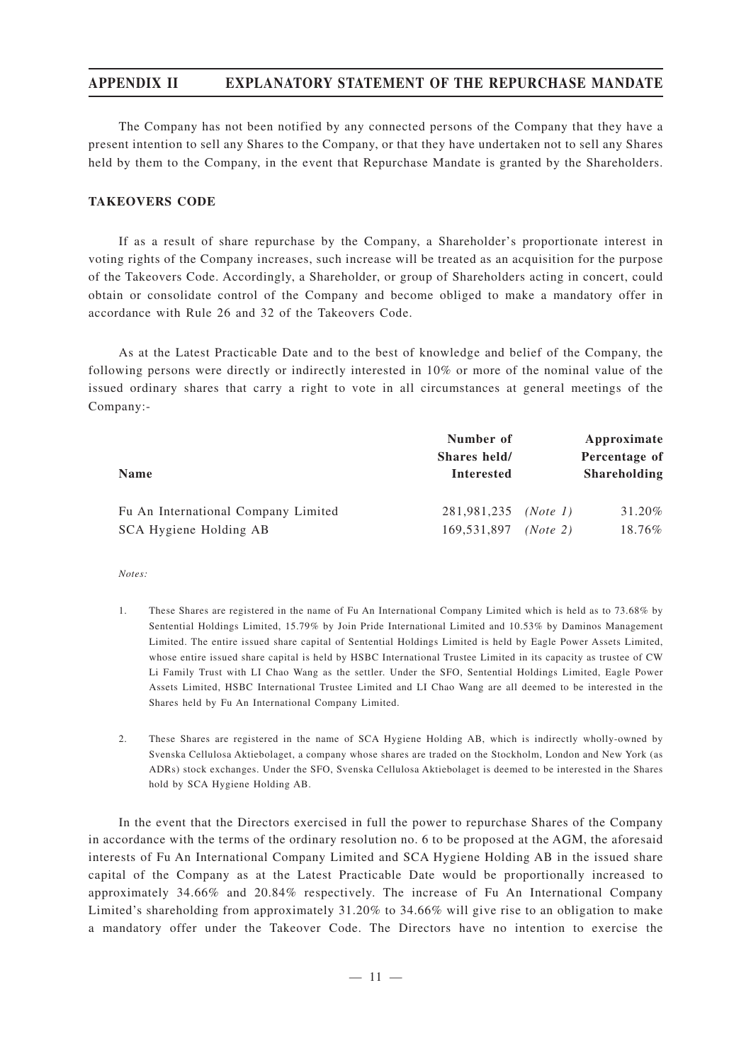The Company has not been notified by any connected persons of the Company that they have a present intention to sell any Shares to the Company, or that they have undertaken not to sell any Shares held by them to the Company, in the event that Repurchase Mandate is granted by the Shareholders.

**TAKEOVERS CODE**

If as a result of share repurchase by the Company, a Shareholder's proportionate interest in voting rights of the Company increases, such increase will be treated as an acquisition for the purpose of the Takeovers Code. Accordingly, a Shareholder, or group of Shareholders acting in concert, could obtain or consolidate control of the Company and become obliged to make a mandatory offer in accordance with Rule 26 and 32 of the Takeovers Code.

As at the Latest Practicable Date and to the best of knowledge and belief of the Company, the following persons were directly or indirectly interested in 10% or more of the nominal value of the issued ordinary shares that carry a right to vote in all circumstances at general meetings of the Company:-

| Name | Number of Shares held/ Interested | | Approximate Percentage of Shareholding |
|---|---|---|---|
| Fu An International Company Limited | 281,981,235 | *(Note 1)* | 31.20% |
| SCA Hygiene Holding AB | 169,531,897 | *(Note 2)* | 18.76% |

*Notes:*

1. These Shares are registered in the name of Fu An International Company Limited which is held as to 73.68% by Sentential Holdings Limited, 15.79% by Join Pride International Limited and 10.53% by Daminos Management Limited. The entire issued share capital of Sentential Holdings Limited is held by Eagle Power Assets Limited, whose entire issued share capital is held by HSBC International Trustee Limited in its capacity as trustee of CW Li Family Trust with LI Chao Wang as the settler. Under the SFO, Sentential Holdings Limited, Eagle Power Assets Limited, HSBC International Trustee Limited and LI Chao Wang are all deemed to be interested in the Shares held by Fu An International Company Limited.

2. These Shares are registered in the name of SCA Hygiene Holding AB, which is indirectly wholly-owned by Svenska Cellulosa Aktiebolaget, a company whose shares are traded on the Stockholm, London and New York (as ADRs) stock exchanges. Under the SFO, Svenska Cellulosa Aktiebolaget is deemed to be interested in the Shares hold by SCA Hygiene Holding AB.

In the event that the Directors exercised in full the power to repurchase Shares of the Company in accordance with the terms of the ordinary resolution no. 6 to be proposed at the AGM, the aforesaid interests of Fu An International Company Limited and SCA Hygiene Holding AB in the issued share capital of the Company as at the Latest Practicable Date would be proportionally increased to approximately 34.66% and 20.84% respectively. The increase of Fu An International Company Limited's shareholding from approximately 31.20% to 34.66% will give rise to an obligation to make a mandatory offer under the Takeover Code. The Directors have no intention to exercise the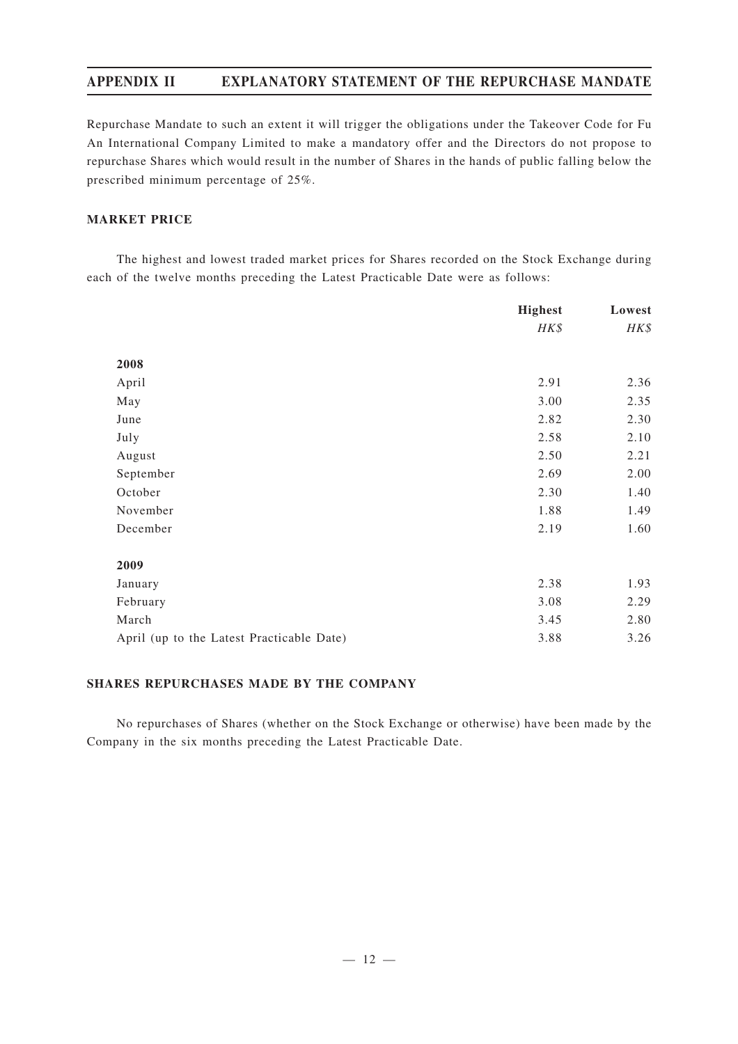Repurchase Mandate to such an extent it will trigger the obligations under the Takeover Code for Fu An International Company Limited to make a mandatory offer and the Directors do not propose to repurchase Shares which would result in the number of Shares in the hands of public falling below the prescribed minimum percentage of 25%.

## MARKET PRICE

The highest and lowest traded market prices for Shares recorded on the Stock Exchange during each of the twelve months preceding the Latest Practicable Date were as follows:

| | **Highest** | **Lowest** |
|---|---|---|
| | *HK$* | *HK$* |
| **2008** | | |
| April | 2.91 | 2.36 |
| May | 3.00 | 2.35 |
| June | 2.82 | 2.30 |
| July | 2.58 | 2.10 |
| August | 2.50 | 2.21 |
| September | 2.69 | 2.00 |
| October | 2.30 | 1.40 |
| November | 1.88 | 1.49 |
| December | 2.19 | 1.60 |
| **2009** | | |
| January | 2.38 | 1.93 |
| February | 3.08 | 2.29 |
| March | 3.45 | 2.80 |
| April (up to the Latest Practicable Date) | 3.88 | 3.26 |

## SHARES REPURCHASES MADE BY THE COMPANY

No repurchases of Shares (whether on the Stock Exchange or otherwise) have been made by the Company in the six months preceding the Latest Practicable Date.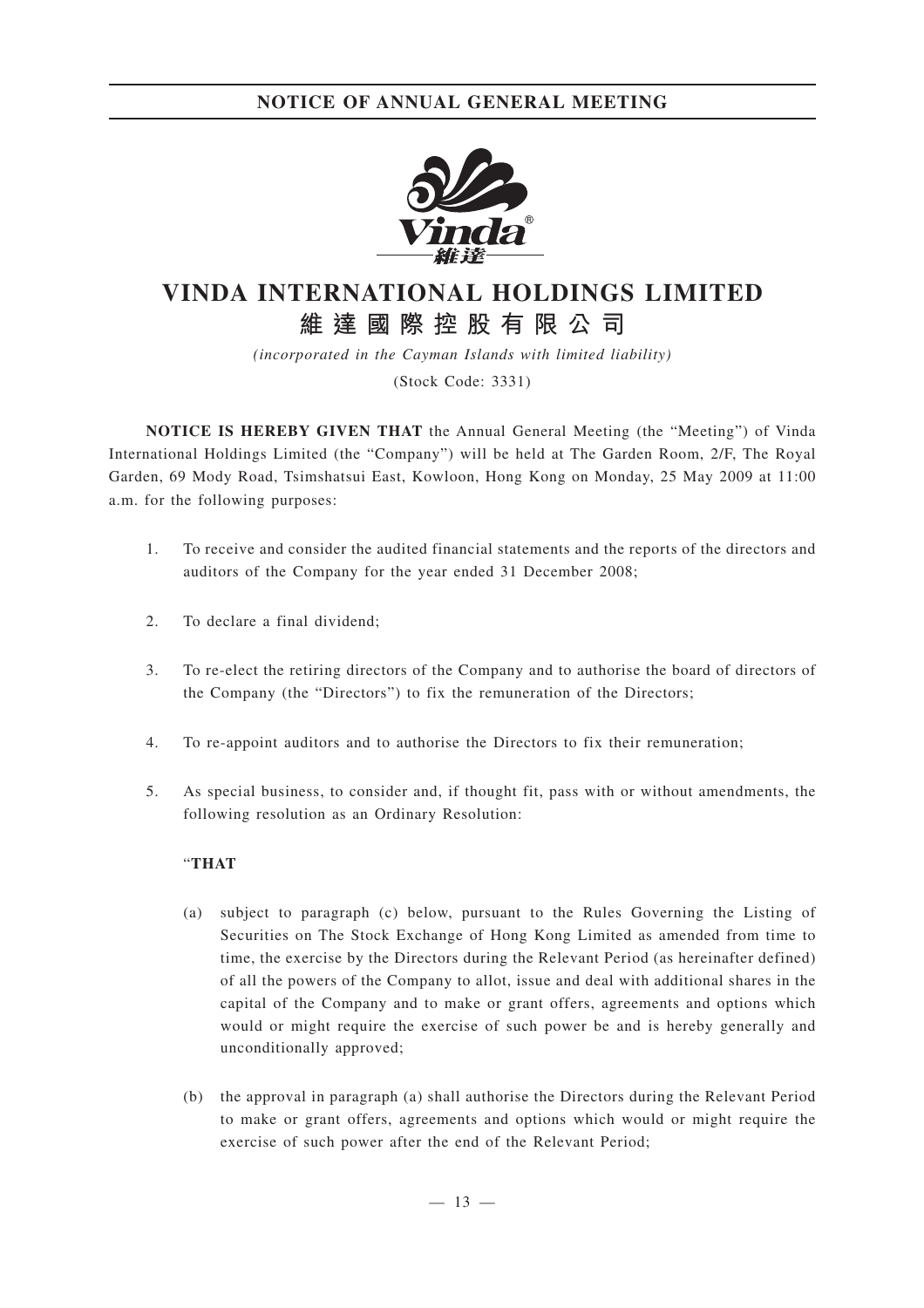# NOTICE OF ANNUAL GENERAL MEETING

# VINDA INTERNATIONAL HOLDINGS LIMITED
## 維達國際控股有限公司

*(incorporated in the Cayman Islands with limited liability)*

(Stock Code: 3331)

**NOTICE IS HEREBY GIVEN THAT** the Annual General Meeting (the "Meeting") of Vinda International Holdings Limited (the "Company") will be held at The Garden Room, 2/F, The Royal Garden, 69 Mody Road, Tsimshatsui East, Kowloon, Hong Kong on Monday, 25 May 2009 at 11:00 a.m. for the following purposes:

1. To receive and consider the audited financial statements and the reports of the directors and auditors of the Company for the year ended 31 December 2008;

2. To declare a final dividend;

3. To re-elect the retiring directors of the Company and to authorise the board of directors of the Company (the "Directors") to fix the remuneration of the Directors;

4. To re-appoint auditors and to authorise the Directors to fix their remuneration;

5. As special business, to consider and, if thought fit, pass with or without amendments, the following resolution as an Ordinary Resolution:

   "**THAT**

   (a) subject to paragraph (c) below, pursuant to the Rules Governing the Listing of Securities on The Stock Exchange of Hong Kong Limited as amended from time to time, the exercise by the Directors during the Relevant Period (as hereinafter defined) of all the powers of the Company to allot, issue and deal with additional shares in the capital of the Company and to make or grant offers, agreements and options which would or might require the exercise of such power be and is hereby generally and unconditionally approved;

   (b) the approval in paragraph (a) shall authorise the Directors during the Relevant Period to make or grant offers, agreements and options which would or might require the exercise of such power after the end of the Relevant Period;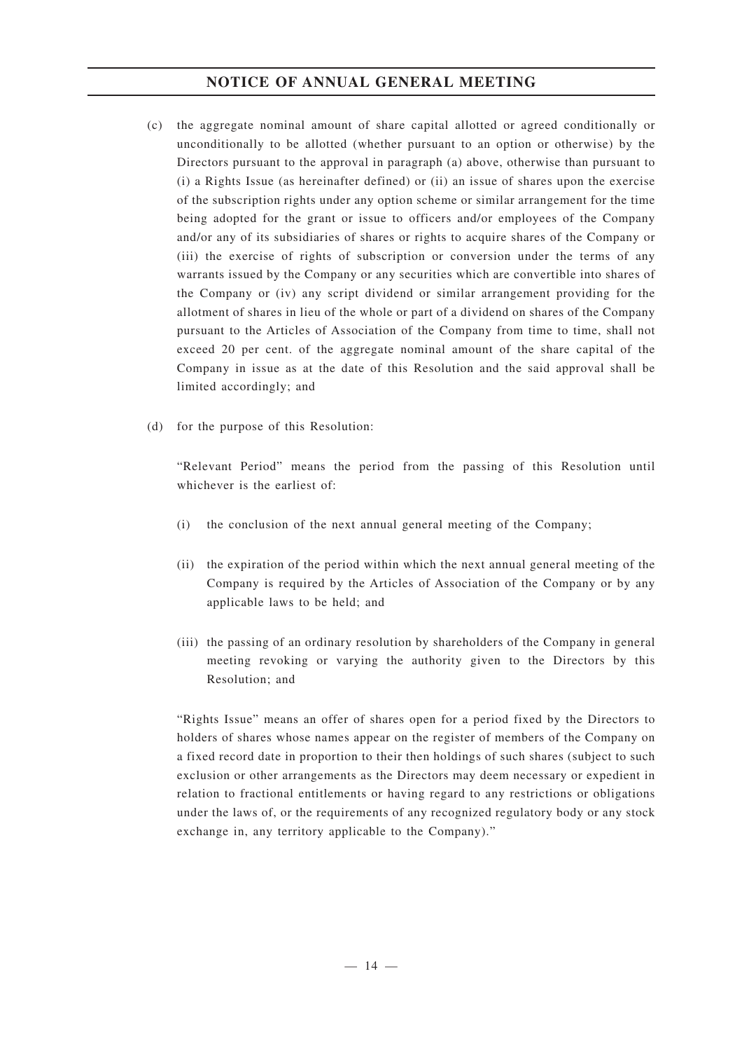(c) the aggregate nominal amount of share capital allotted or agreed conditionally or unconditionally to be allotted (whether pursuant to an option or otherwise) by the Directors pursuant to the approval in paragraph (a) above, otherwise than pursuant to (i) a Rights Issue (as hereinafter defined) or (ii) an issue of shares upon the exercise of the subscription rights under any option scheme or similar arrangement for the time being adopted for the grant or issue to officers and/or employees of the Company and/or any of its subsidiaries of shares or rights to acquire shares of the Company or (iii) the exercise of rights of subscription or conversion under the terms of any warrants issued by the Company or any securities which are convertible into shares of the Company or (iv) any script dividend or similar arrangement providing for the allotment of shares in lieu of the whole or part of a dividend on shares of the Company pursuant to the Articles of Association of the Company from time to time, shall not exceed 20 per cent. of the aggregate nominal amount of the share capital of the Company in issue as at the date of this Resolution and the said approval shall be limited accordingly; and

(d) for the purpose of this Resolution:

"Relevant Period" means the period from the passing of this Resolution until whichever is the earliest of:

(i) the conclusion of the next annual general meeting of the Company;

(ii) the expiration of the period within which the next annual general meeting of the Company is required by the Articles of Association of the Company or by any applicable laws to be held; and

(iii) the passing of an ordinary resolution by shareholders of the Company in general meeting revoking or varying the authority given to the Directors by this Resolution; and

"Rights Issue" means an offer of shares open for a period fixed by the Directors to holders of shares whose names appear on the register of members of the Company on a fixed record date in proportion to their then holdings of such shares (subject to such exclusion or other arrangements as the Directors may deem necessary or expedient in relation to fractional entitlements or having regard to any restrictions or obligations under the laws of, or the requirements of any recognized regulatory body or any stock exchange in, any territory applicable to the Company)."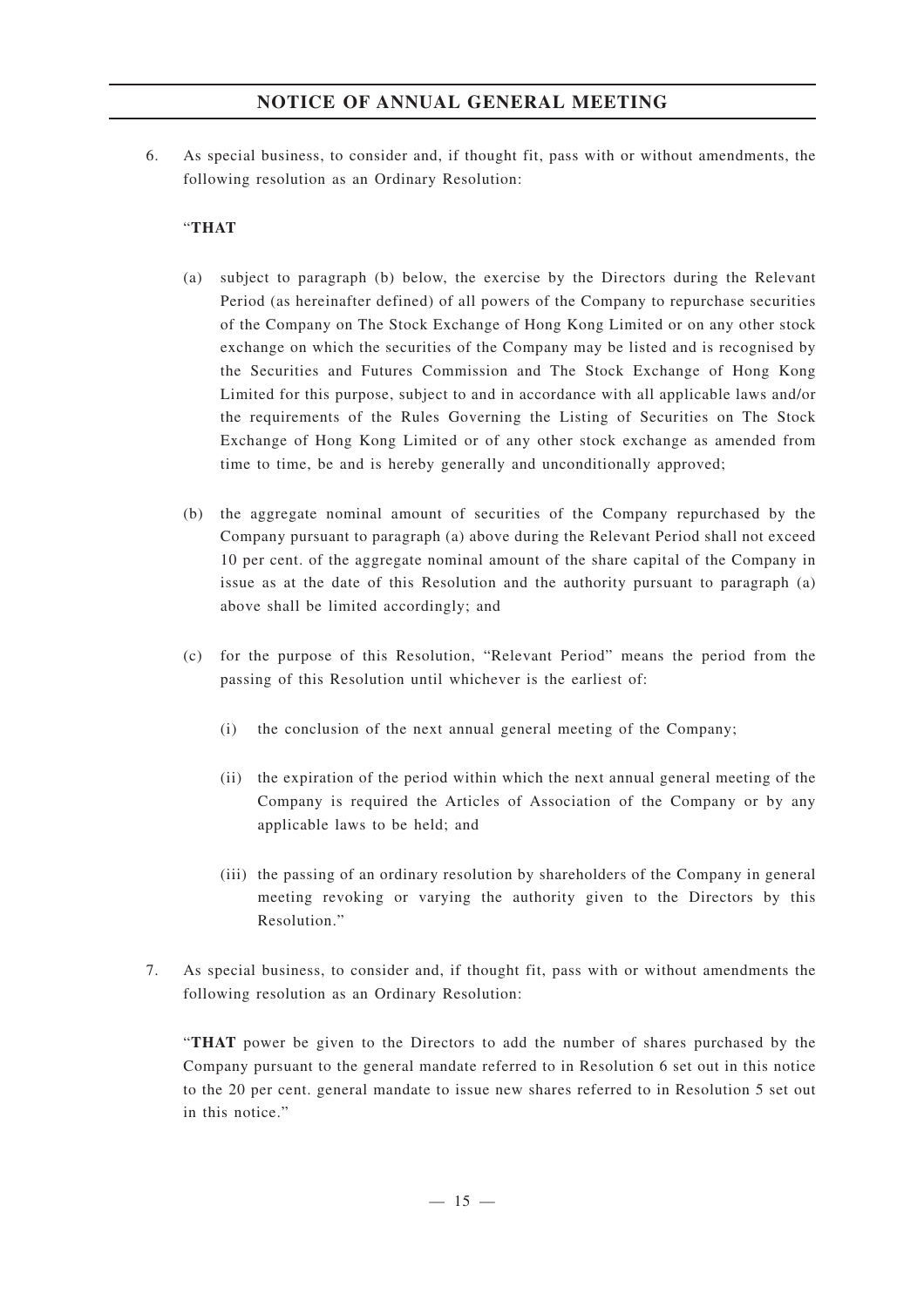## NOTICE OF ANNUAL GENERAL MEETING

6. As special business, to consider and, if thought fit, pass with or without amendments, the following resolution as an Ordinary Resolution:

   "**THAT**

   (a) subject to paragraph (b) below, the exercise by the Directors during the Relevant Period (as hereinafter defined) of all powers of the Company to repurchase securities of the Company on The Stock Exchange of Hong Kong Limited or on any other stock exchange on which the securities of the Company may be listed and is recognised by the Securities and Futures Commission and The Stock Exchange of Hong Kong Limited for this purpose, subject to and in accordance with all applicable laws and/or the requirements of the Rules Governing the Listing of Securities on The Stock Exchange of Hong Kong Limited or of any other stock exchange as amended from time to time, be and is hereby generally and unconditionally approved;

   (b) the aggregate nominal amount of securities of the Company repurchased by the Company pursuant to paragraph (a) above during the Relevant Period shall not exceed 10 per cent. of the aggregate nominal amount of the share capital of the Company in issue as at the date of this Resolution and the authority pursuant to paragraph (a) above shall be limited accordingly; and

   (c) for the purpose of this Resolution, "Relevant Period" means the period from the passing of this Resolution until whichever is the earliest of:

      (i) the conclusion of the next annual general meeting of the Company;

      (ii) the expiration of the period within which the next annual general meeting of the Company is required the Articles of Association of the Company or by any applicable laws to be held; and

      (iii) the passing of an ordinary resolution by shareholders of the Company in general meeting revoking or varying the authority given to the Directors by this Resolution."

7. As special business, to consider and, if thought fit, pass with or without amendments the following resolution as an Ordinary Resolution:

   "**THAT** power be given to the Directors to add the number of shares purchased by the Company pursuant to the general mandate referred to in Resolution 6 set out in this notice to the 20 per cent. general mandate to issue new shares referred to in Resolution 5 set out in this notice."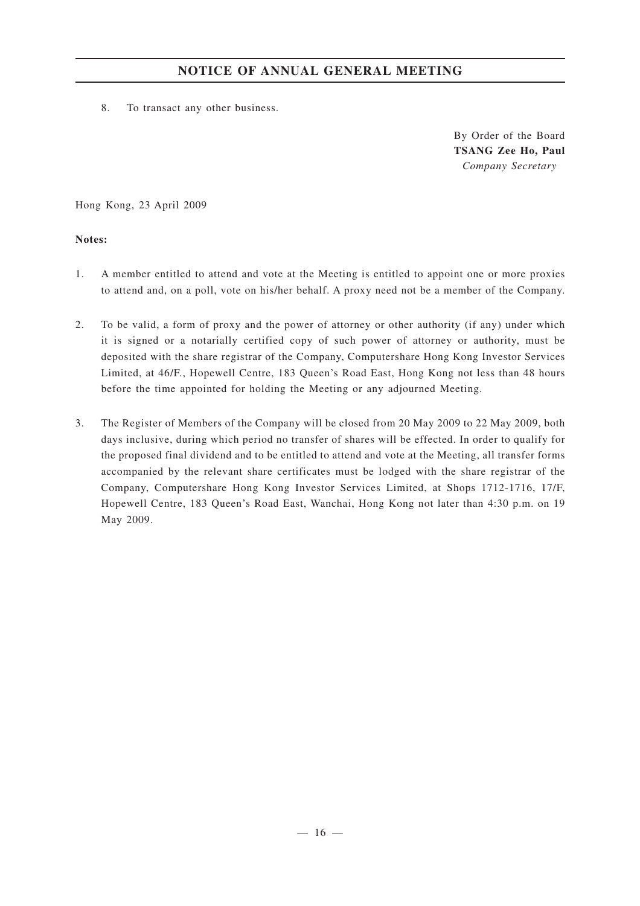8. To transact any other business.

By Order of the Board
**TSANG Zee Ho, Paul**
*Company Secretary*

Hong Kong, 23 April 2009

**Notes:**

1. A member entitled to attend and vote at the Meeting is entitled to appoint one or more proxies to attend and, on a poll, vote on his/her behalf. A proxy need not be a member of the Company.

2. To be valid, a form of proxy and the power of attorney or other authority (if any) under which it is signed or a notarially certified copy of such power of attorney or authority, must be deposited with the share registrar of the Company, Computershare Hong Kong Investor Services Limited, at 46/F., Hopewell Centre, 183 Queen's Road East, Hong Kong not less than 48 hours before the time appointed for holding the Meeting or any adjourned Meeting.

3. The Register of Members of the Company will be closed from 20 May 2009 to 22 May 2009, both days inclusive, during which period no transfer of shares will be effected. In order to qualify for the proposed final dividend and to be entitled to attend and vote at the Meeting, all transfer forms accompanied by the relevant share certificates must be lodged with the share registrar of the Company, Computershare Hong Kong Investor Services Limited, at Shops 1712-1716, 17/F, Hopewell Centre, 183 Queen's Road East, Wanchai, Hong Kong not later than 4:30 p.m. on 19 May 2009.